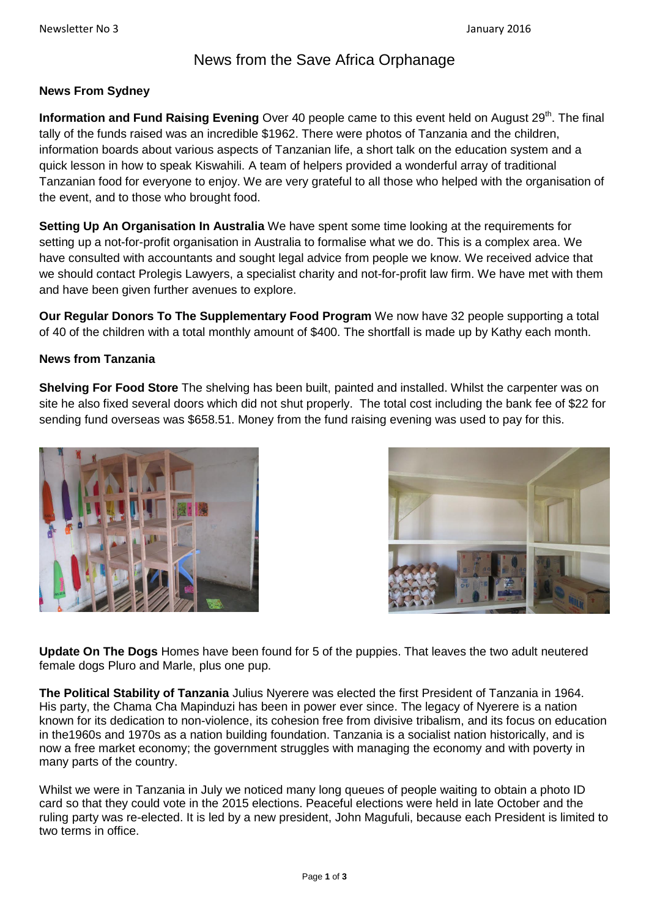Newsletter No 3 January 2016

# News from the Save Africa Orphanage

## News From Sydney

**Information and Fund Raising Evening** Over 40 people came to this event held on August 29th. The final tally of the funds raised was an incredible $1962. There were photos of Tanzania and the children, information boards about various aspects of Tanzanian life, a short talk on the education system and a quick lesson in how to speak Kiswahili. A team of helpers provided a wonderful array of traditional Tanzanian food for everyone to enjoy. We are very grateful to all those who helped with the organisation of the event, and to those who brought food.

**Setting Up An Organisation In Australia** We have spent some time looking at the requirements for setting up a not-for-profit organisation in Australia to formalise what we do. This is a complex area. We have consulted with accountants and sought legal advice from people we know. We received advice that we should contact Prolegis Lawyers, a specialist charity and not-for-profit law firm. We have met with them and have been given further avenues to explore.

**Our Regular Donors To The Supplementary Food Program** We now have 32 people supporting a total of 40 of the children with a total monthly amount of $400. The shortfall is made up by Kathy each month.

## News from Tanzania

**Shelving For Food Store** The shelving has been built, painted and installed. Whilst the carpenter was on site he also fixed several doors which did not shut properly. The total cost including the bank fee of $22 for sending fund overseas was $658.51. Money from the fund raising evening was used to pay for this.

**Update On The Dogs** Homes have been found for 5 of the puppies. That leaves the two adult neutered female dogs Pluro and Marle, plus one pup.

**The Political Stability of Tanzania** Julius Nyerere was elected the first President of Tanzania in 1964. His party, the Chama Cha Mapinduzi has been in power ever since. The legacy of Nyerere is a nation known for its dedication to non-violence, its cohesion free from divisive tribalism, and its focus on education in the1960s and 1970s as a nation building foundation. Tanzania is a socialist nation historically, and is now a free market economy; the government struggles with managing the economy and with poverty in many parts of the country.

Whilst we were in Tanzania in July we noticed many long queues of people waiting to obtain a photo ID card so that they could vote in the 2015 elections. Peaceful elections were held in late October and the ruling party was re-elected. It is led by a new president, John Magufuli, because each President is limited to two terms in office.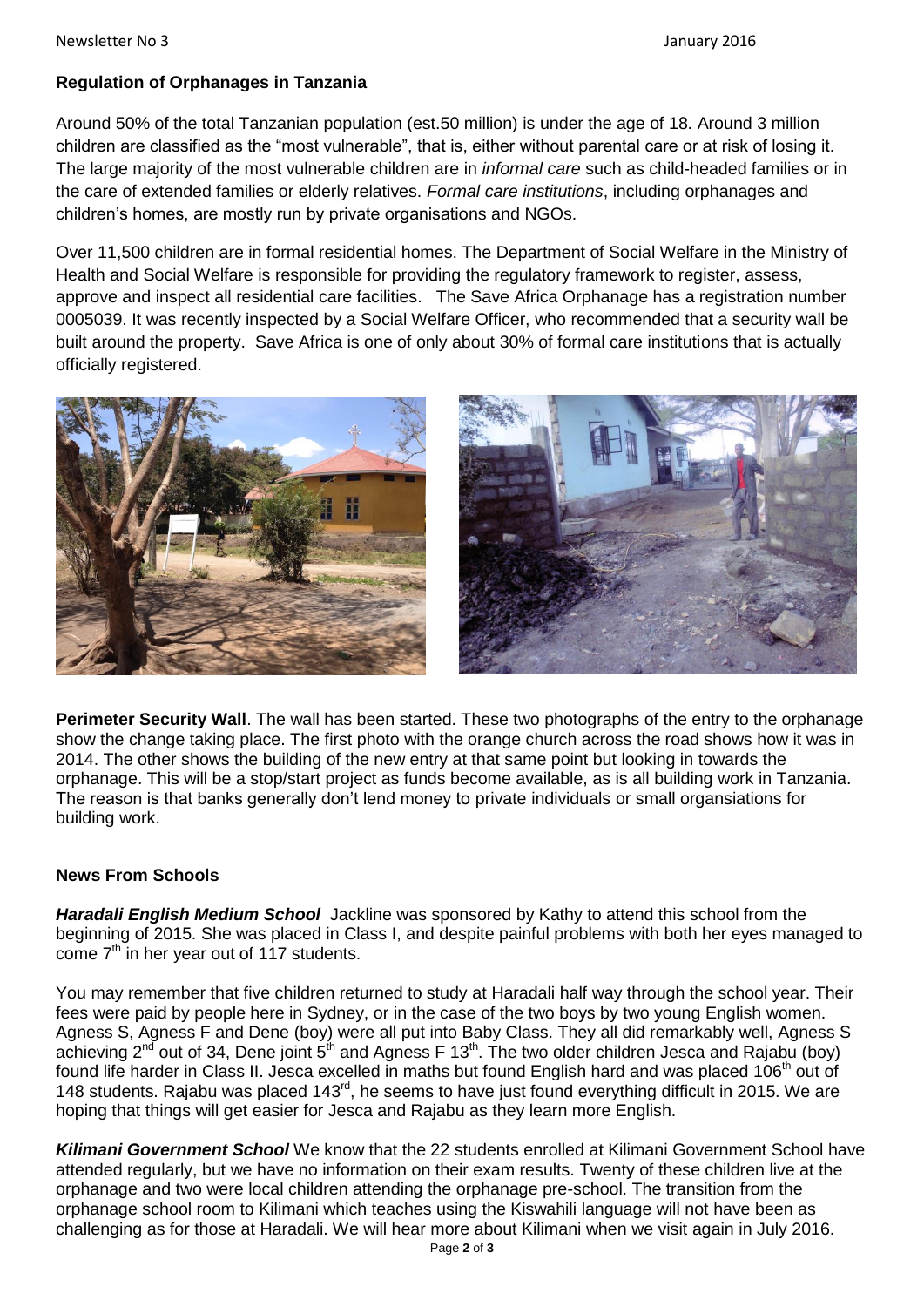## Regulation of Orphanages in Tanzania

Around 50% of the total Tanzanian population (est.50 million) is under the age of 18. Around 3 million children are classified as the "most vulnerable", that is, either without parental care or at risk of losing it. The large majority of the most vulnerable children are in *informal care* such as child-headed families or in the care of extended families or elderly relatives. *Formal care institutions*, including orphanages and children's homes, are mostly run by private organisations and NGOs.

Over 11,500 children are in formal residential homes. The Department of Social Welfare in the Ministry of Health and Social Welfare is responsible for providing the regulatory framework to register, assess, approve and inspect all residential care facilities. The Save Africa Orphanage has a registration number 0005039. It was recently inspected by a Social Welfare Officer, who recommended that a security wall be built around the property. Save Africa is one of only about 30% of formal care institutions that is actually officially registered.

**Perimeter Security Wall**. The wall has been started. These two photographs of the entry to the orphanage show the change taking place. The first photo with the orange church across the road shows how it was in 2014. The other shows the building of the new entry at that same point but looking in towards the orphanage. This will be a stop/start project as funds become available, as is all building work in Tanzania. The reason is that banks generally don't lend money to private individuals or small organsiations for building work.

## News From Schools

***Haradali English Medium School*** Jackline was sponsored by Kathy to attend this school from the beginning of 2015. She was placed in Class I, and despite painful problems with both her eyes managed to come 7th in her year out of 117 students.

You may remember that five children returned to study at Haradali half way through the school year. Their fees were paid by people here in Sydney, or in the case of the two boys by two young English women. Agness S, Agness F and Dene (boy) were all put into Baby Class. They all did remarkably well, Agness S achieving 2nd out of 34, Dene joint 5th and Agness F 13th. The two older children Jesca and Rajabu (boy) found life harder in Class II. Jesca excelled in maths but found English hard and was placed 106th out of 148 students. Rajabu was placed 143rd, he seems to have just found everything difficult in 2015. We are hoping that things will get easier for Jesca and Rajabu as they learn more English.

***Kilimani Government School*** We know that the 22 students enrolled at Kilimani Government School have attended regularly, but we have no information on their exam results. Twenty of these children live at the orphanage and two were local children attending the orphanage pre-school. The transition from the orphanage school room to Kilimani which teaches using the Kiswahili language will not have been as challenging as for those at Haradali. We will hear more about Kilimani when we visit again in July 2016.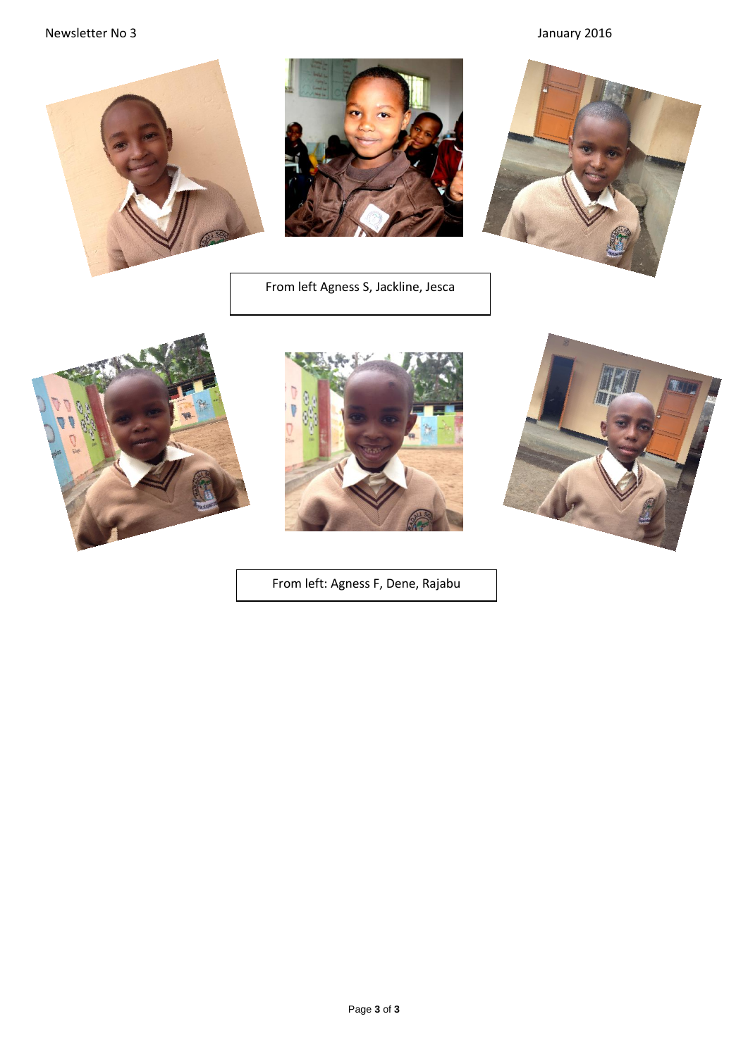From left Agness S, Jackline, Jesca

From left: Agness F, Dene, Rajabu